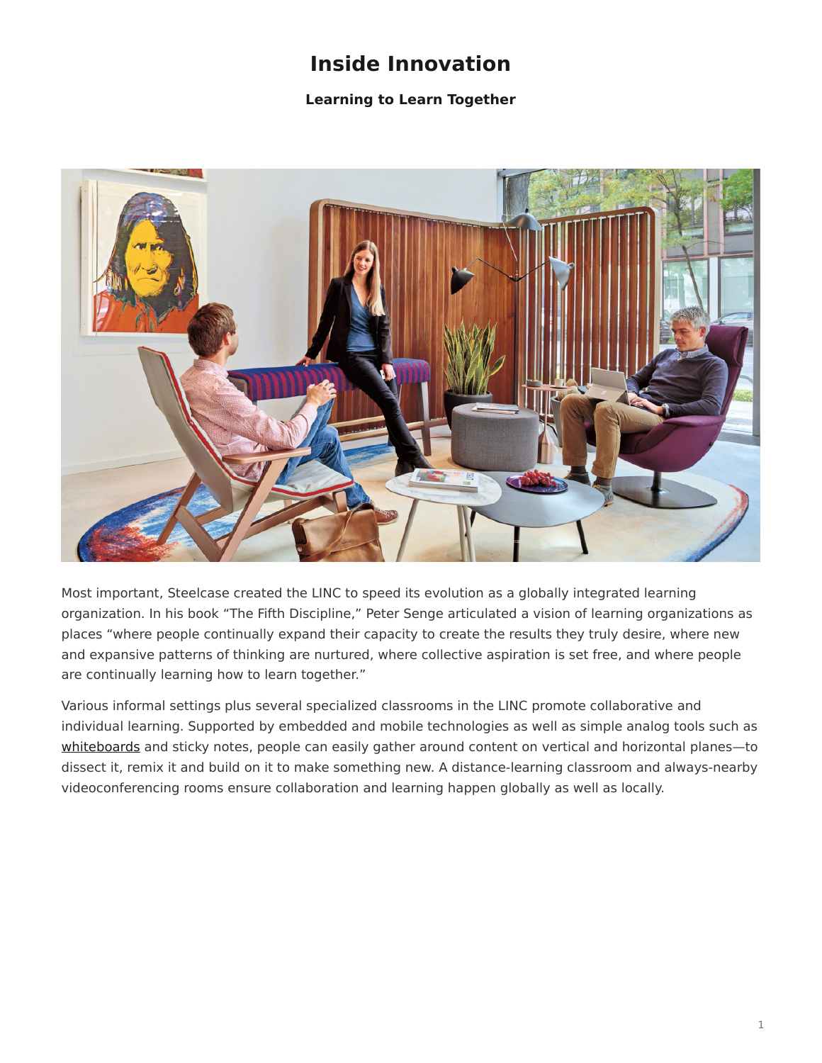# Inside Innovation

### Learning to Learn Together

Most important, Steelcase created the LINC to speed its evolution as a globally integrated learning organization. In his book “The Fifth Discipline,” Peter Senge articulated a vision of learning organizations as places “where people continually expand their capacity to create the results they truly desire, where new and expansive patterns of thinking are nurtured, where collective aspiration is set free, and where people are continually learning how to learn together.”

Various informal settings plus several specialized classrooms in the LINC promote collaborative and individual learning. Supported by embedded and mobile technologies as well as simple analog tools such as whiteboards and sticky notes, people can easily gather around content on vertical and horizontal planes—to dissect it, remix it and build on it to make something new. A distance-learning classroom and always-nearby videoconferencing rooms ensure collaboration and learning happen globally as well as locally.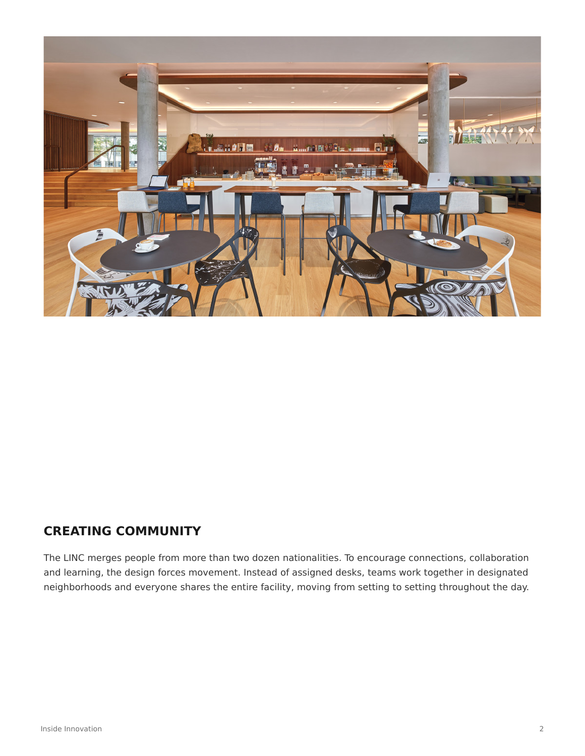## CREATING COMMUNITY

The LINC merges people from more than two dozen nationalities. To encourage connections, collaboration and learning, the design forces movement. Instead of assigned desks, teams work together in designated neighborhoods and everyone shares the entire facility, moving from setting to setting throughout the day.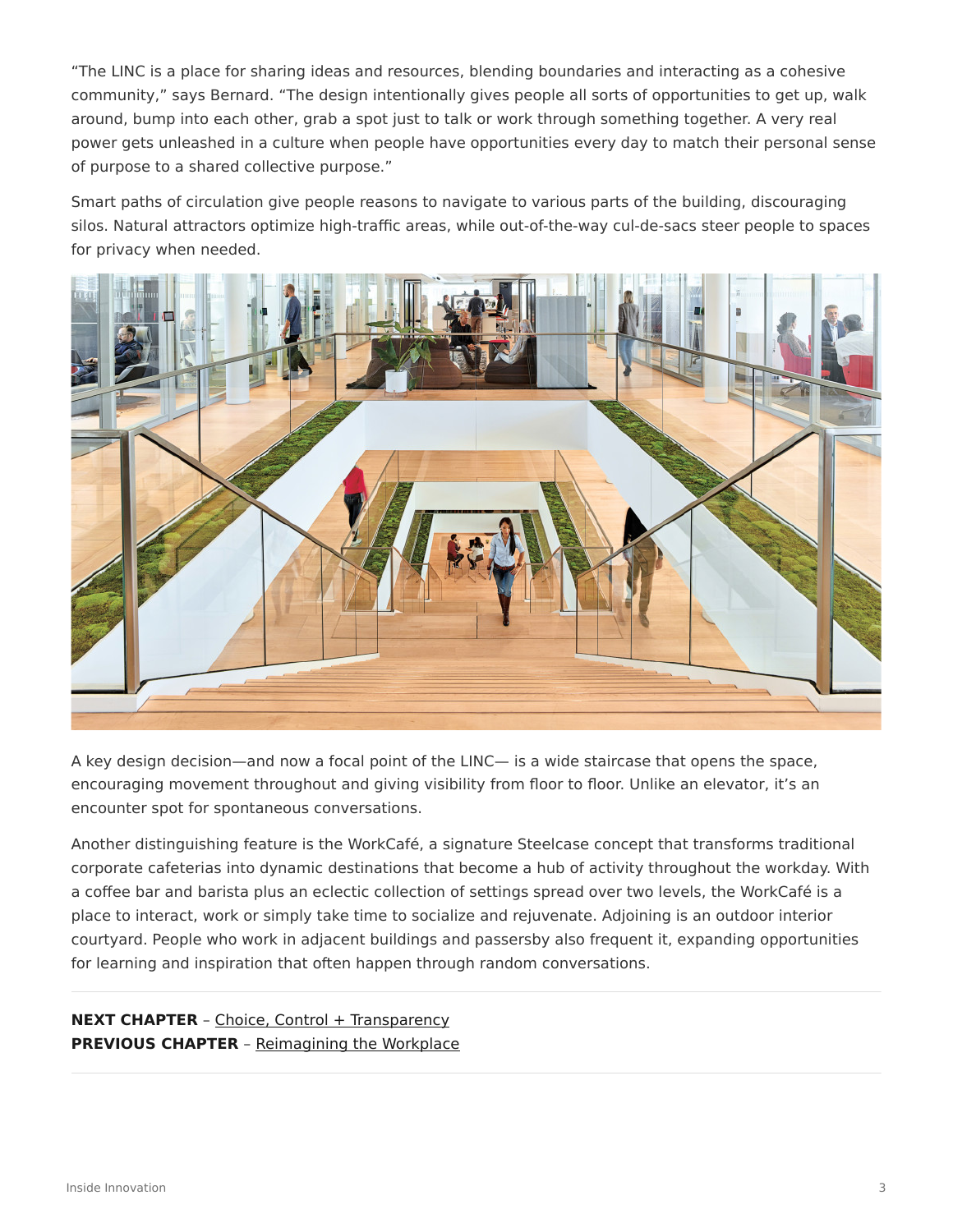"The LINC is a place for sharing ideas and resources, blending boundaries and interacting as a cohesive community," says Bernard. "The design intentionally gives people all sorts of opportunities to get up, walk around, bump into each other, grab a spot just to talk or work through something together. A very real power gets unleashed in a culture when people have opportunities every day to match their personal sense of purpose to a shared collective purpose."

Smart paths of circulation give people reasons to navigate to various parts of the building, discouraging silos. Natural attractors optimize high-traffic areas, while out-of-the-way cul-de-sacs steer people to spaces for privacy when needed.

A key design decision—and now a focal point of the LINC— is a wide staircase that opens the space, encouraging movement throughout and giving visibility from floor to floor. Unlike an elevator, it's an encounter spot for spontaneous conversations.

Another distinguishing feature is the WorkCafé, a signature Steelcase concept that transforms traditional corporate cafeterias into dynamic destinations that become a hub of activity throughout the workday. With a coffee bar and barista plus an eclectic collection of settings spread over two levels, the WorkCafé is a place to interact, work or simply take time to socialize and rejuvenate. Adjoining is an outdoor interior courtyard. People who work in adjacent buildings and passersby also frequent it, expanding opportunities for learning and inspiration that often happen through random conversations.

---

**NEXT CHAPTER** – Choice, Control + Transparency
**PREVIOUS CHAPTER** – Reimagining the Workplace

---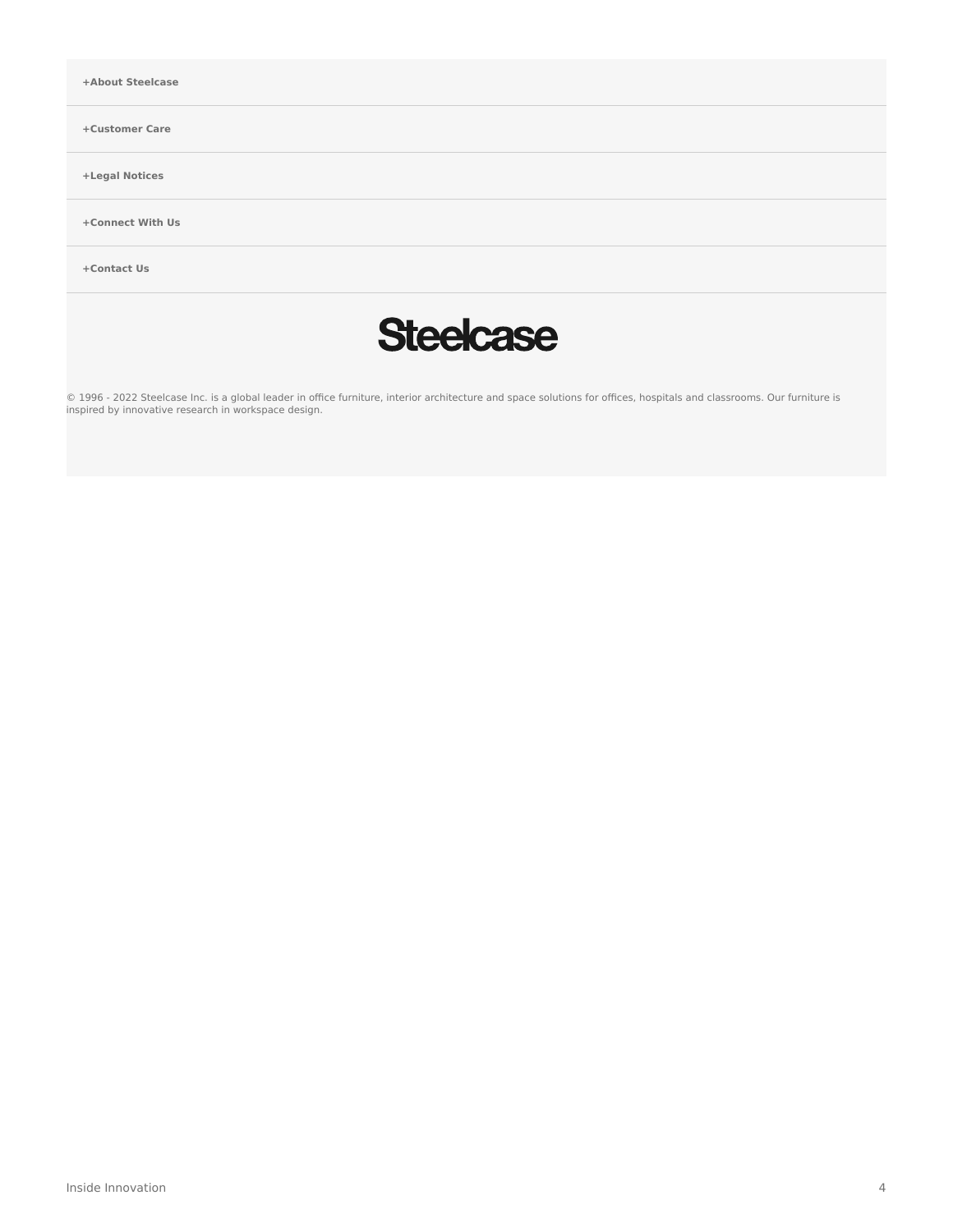**+About Steelcase**

**+Customer Care**

**+Legal Notices**

**+Connect With Us**

**+Contact Us**

Steelcase

© 1996 - 2022 Steelcase Inc. is a global leader in office furniture, interior architecture and space solutions for offices, hospitals and classrooms. Our furniture is inspired by innovative research in workspace design.